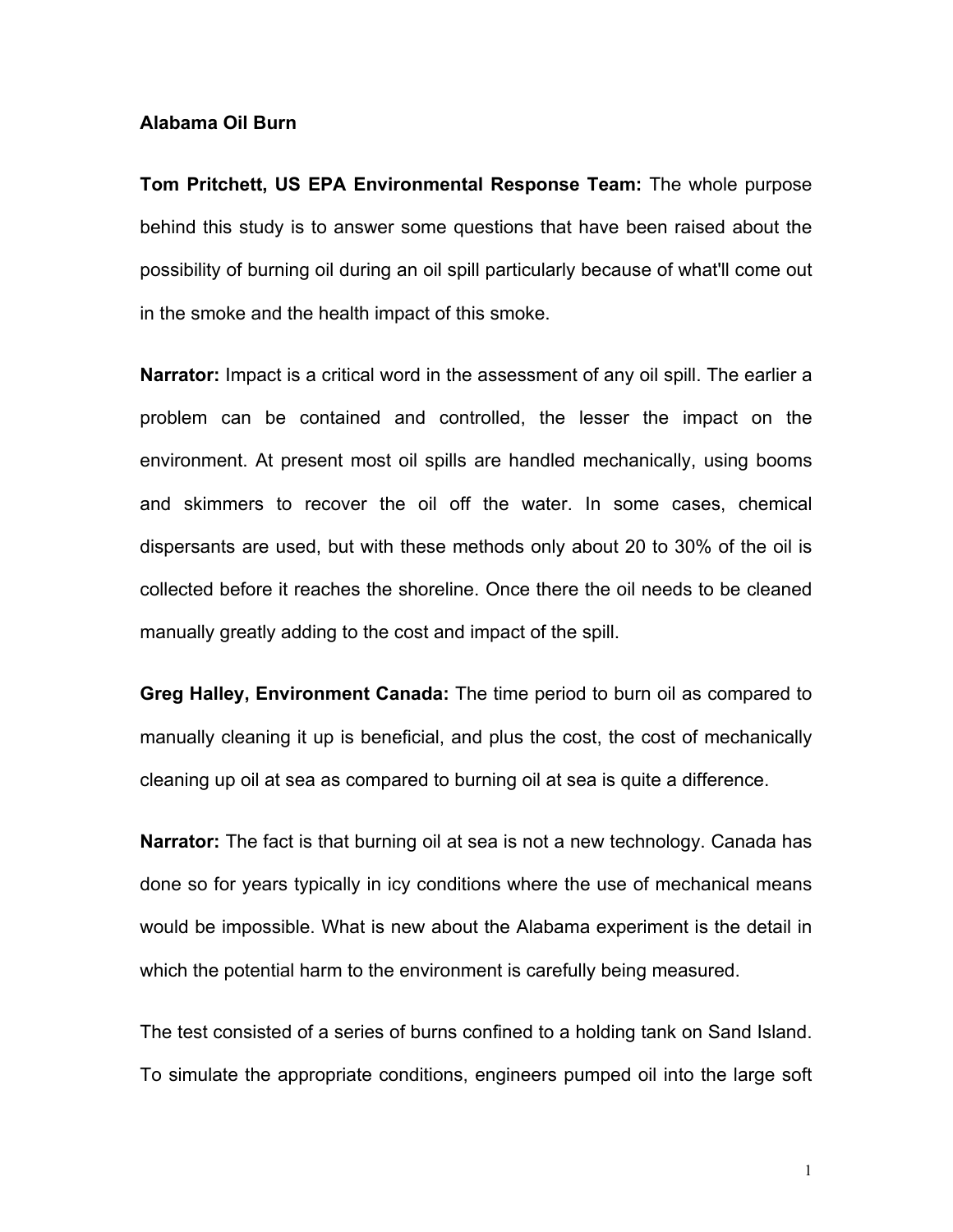**Alabama Oil Burn**

**Tom Pritchett, US EPA Environmental Response Team:** The whole purpose behind this study is to answer some questions that have been raised about the possibility of burning oil during an oil spill particularly because of what'll come out in the smoke and the health impact of this smoke.

**Narrator:** Impact is a critical word in the assessment of any oil spill. The earlier a problem can be contained and controlled, the lesser the impact on the environment. At present most oil spills are handled mechanically, using booms and skimmers to recover the oil off the water. In some cases, chemical dispersants are used, but with these methods only about 20 to 30% of the oil is collected before it reaches the shoreline. Once there the oil needs to be cleaned manually greatly adding to the cost and impact of the spill.

**Greg Halley, Environment Canada:** The time period to burn oil as compared to manually cleaning it up is beneficial, and plus the cost, the cost of mechanically cleaning up oil at sea as compared to burning oil at sea is quite a difference.

**Narrator:** The fact is that burning oil at sea is not a new technology. Canada has done so for years typically in icy conditions where the use of mechanical means would be impossible. What is new about the Alabama experiment is the detail in which the potential harm to the environment is carefully being measured.

The test consisted of a series of burns confined to a holding tank on Sand Island. To simulate the appropriate conditions, engineers pumped oil into the large soft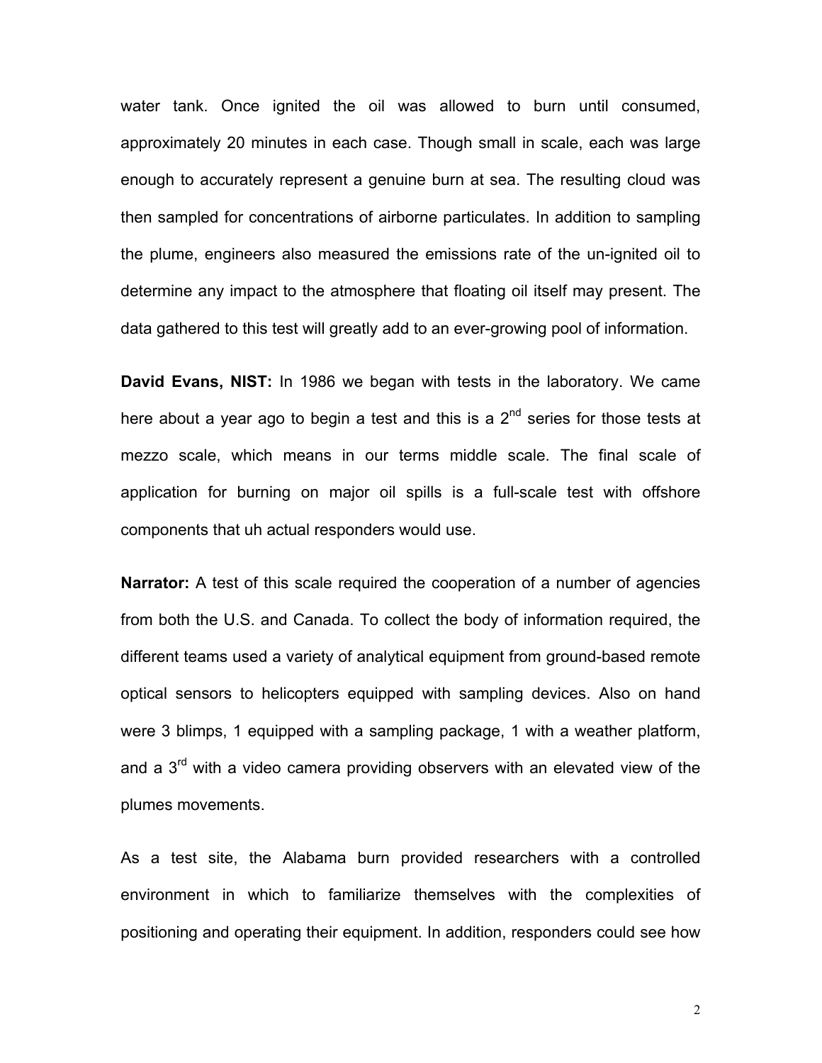water tank. Once ignited the oil was allowed to burn until consumed, approximately 20 minutes in each case. Though small in scale, each was large enough to accurately represent a genuine burn at sea. The resulting cloud was then sampled for concentrations of airborne particulates. In addition to sampling the plume, engineers also measured the emissions rate of the un-ignited oil to determine any impact to the atmosphere that floating oil itself may present. The data gathered to this test will greatly add to an ever-growing pool of information.

**David Evans, NIST:** In 1986 we began with tests in the laboratory. We came here about a year ago to begin a test and this is a 2nd series for those tests at mezzo scale, which means in our terms middle scale. The final scale of application for burning on major oil spills is a full-scale test with offshore components that uh actual responders would use.

**Narrator:** A test of this scale required the cooperation of a number of agencies from both the U.S. and Canada. To collect the body of information required, the different teams used a variety of analytical equipment from ground-based remote optical sensors to helicopters equipped with sampling devices. Also on hand were 3 blimps, 1 equipped with a sampling package, 1 with a weather platform, and a 3rd with a video camera providing observers with an elevated view of the plumes movements.

As a test site, the Alabama burn provided researchers with a controlled environment in which to familiarize themselves with the complexities of positioning and operating their equipment. In addition, responders could see how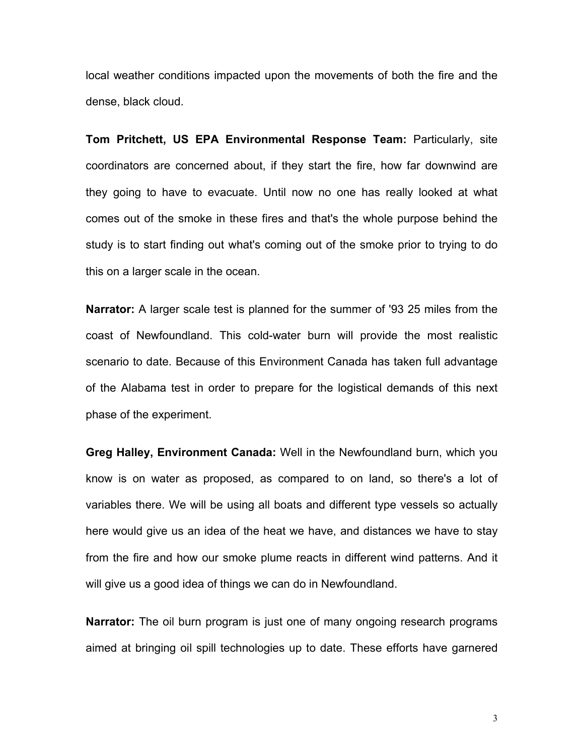local weather conditions impacted upon the movements of both the fire and the dense, black cloud.

**Tom Pritchett, US EPA Environmental Response Team:** Particularly, site coordinators are concerned about, if they start the fire, how far downwind are they going to have to evacuate. Until now no one has really looked at what comes out of the smoke in these fires and that's the whole purpose behind the study is to start finding out what's coming out of the smoke prior to trying to do this on a larger scale in the ocean.

**Narrator:** A larger scale test is planned for the summer of '93 25 miles from the coast of Newfoundland. This cold-water burn will provide the most realistic scenario to date. Because of this Environment Canada has taken full advantage of the Alabama test in order to prepare for the logistical demands of this next phase of the experiment.

**Greg Halley, Environment Canada:** Well in the Newfoundland burn, which you know is on water as proposed, as compared to on land, so there's a lot of variables there. We will be using all boats and different type vessels so actually here would give us an idea of the heat we have, and distances we have to stay from the fire and how our smoke plume reacts in different wind patterns. And it will give us a good idea of things we can do in Newfoundland.

**Narrator:** The oil burn program is just one of many ongoing research programs aimed at bringing oil spill technologies up to date. These efforts have garnered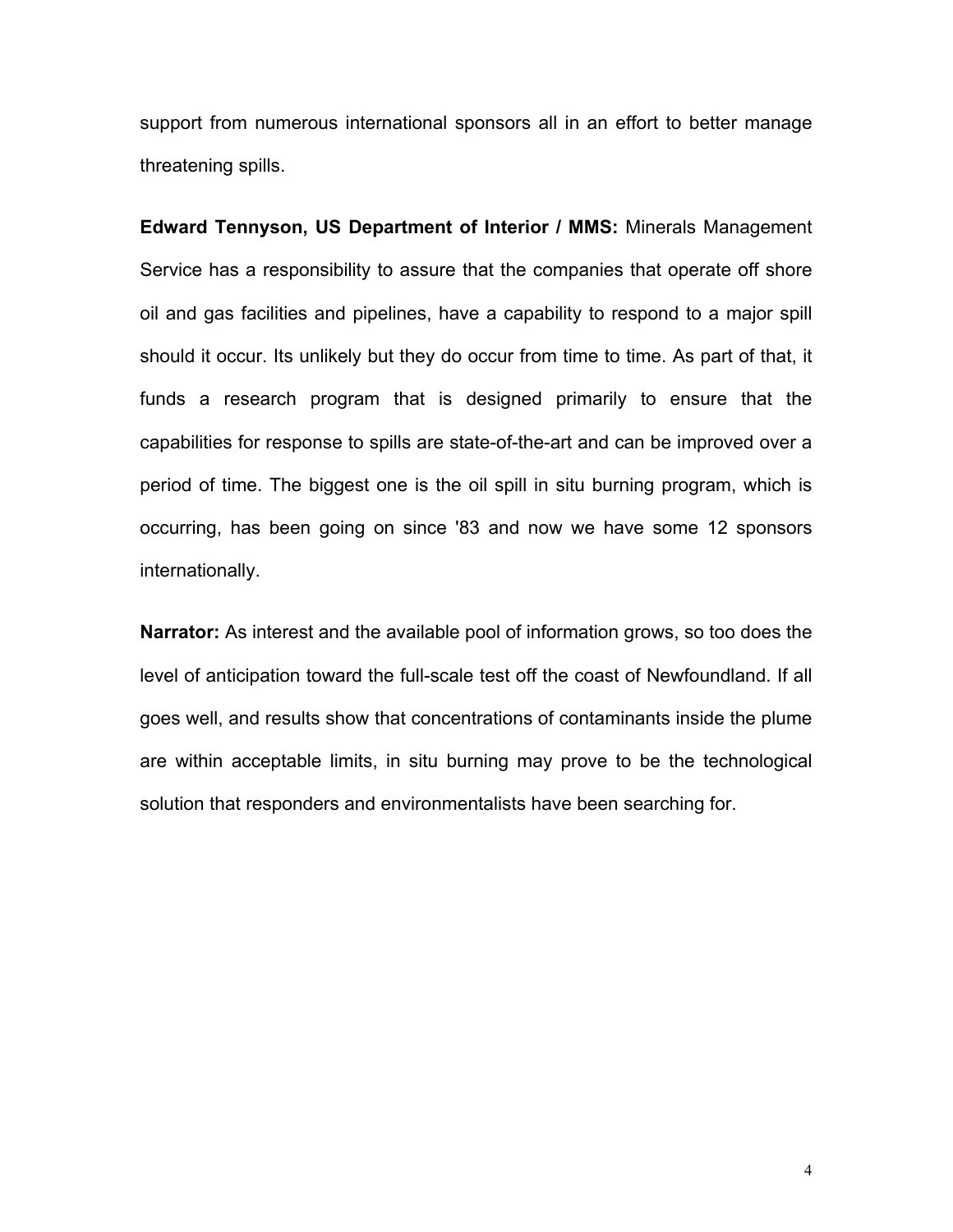support from numerous international sponsors all in an effort to better manage threatening spills.

**Edward Tennyson, US Department of Interior / MMS:** Minerals Management Service has a responsibility to assure that the companies that operate off shore oil and gas facilities and pipelines, have a capability to respond to a major spill should it occur. Its unlikely but they do occur from time to time. As part of that, it funds a research program that is designed primarily to ensure that the capabilities for response to spills are state-of-the-art and can be improved over a period of time. The biggest one is the oil spill in situ burning program, which is occurring, has been going on since '83 and now we have some 12 sponsors internationally.

**Narrator:** As interest and the available pool of information grows, so too does the level of anticipation toward the full-scale test off the coast of Newfoundland. If all goes well, and results show that concentrations of contaminants inside the plume are within acceptable limits, in situ burning may prove to be the technological solution that responders and environmentalists have been searching for.